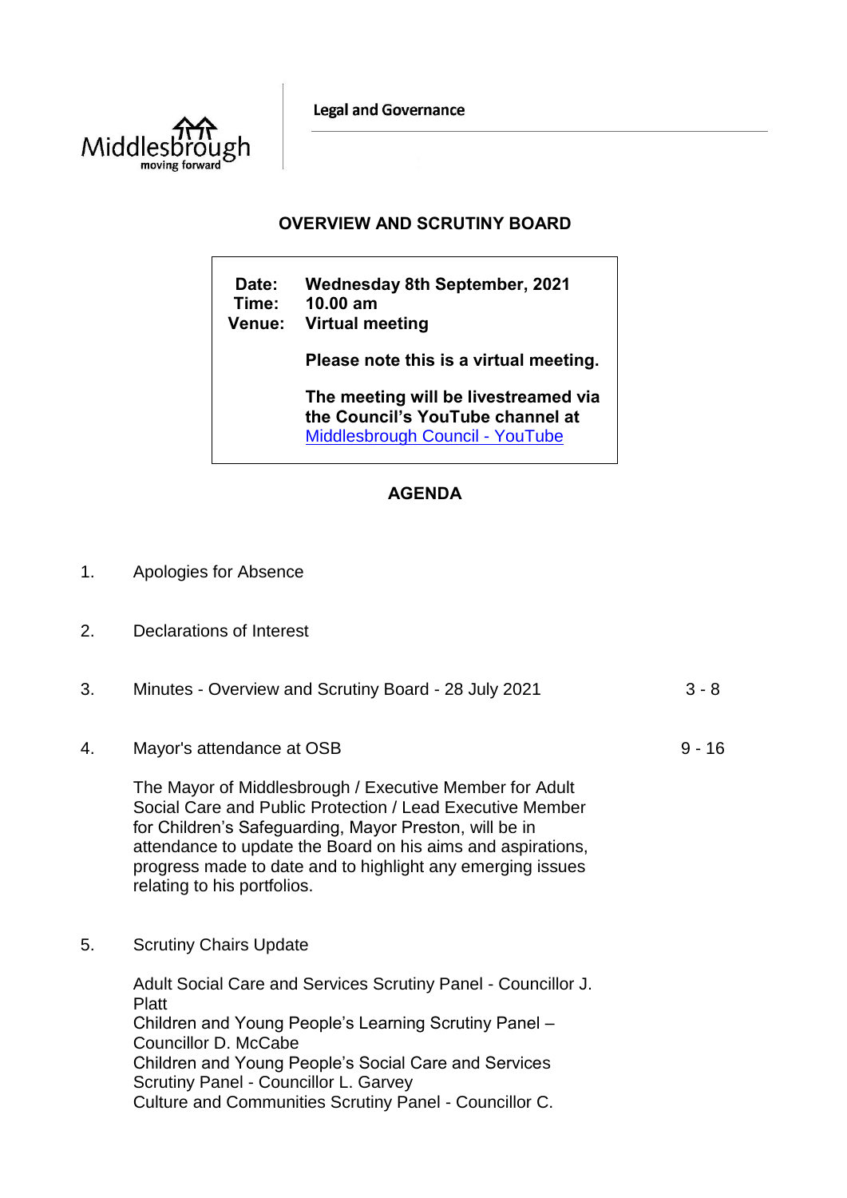Legal and Governance

## OVERVIEW AND SCRUTINY BOARD

**Date:** Wednesday 8th September, 2021
**Time:** 10.00 am
**Venue:** Virtual meeting

**Please note this is a virtual meeting.**

**The meeting will be livestreamed via the Council's YouTube channel at** [Middlesbrough Council - YouTube](Middlesbrough Council - YouTube)

## AGENDA

1. Apologies for Absence

2. Declarations of Interest

3. Minutes - Overview and Scrutiny Board - 28 July 2021 — 3 - 8

4. Mayor's attendance at OSB — 9 - 16

   The Mayor of Middlesbrough / Executive Member for Adult Social Care and Public Protection / Lead Executive Member for Children's Safeguarding, Mayor Preston, will be in attendance to update the Board on his aims and aspirations, progress made to date and to highlight any emerging issues relating to his portfolios.

5. Scrutiny Chairs Update

   Adult Social Care and Services Scrutiny Panel - Councillor J. Platt
   Children and Young People's Learning Scrutiny Panel – Councillor D. McCabe
   Children and Young People's Social Care and Services Scrutiny Panel - Councillor L. Garvey
   Culture and Communities Scrutiny Panel - Councillor C.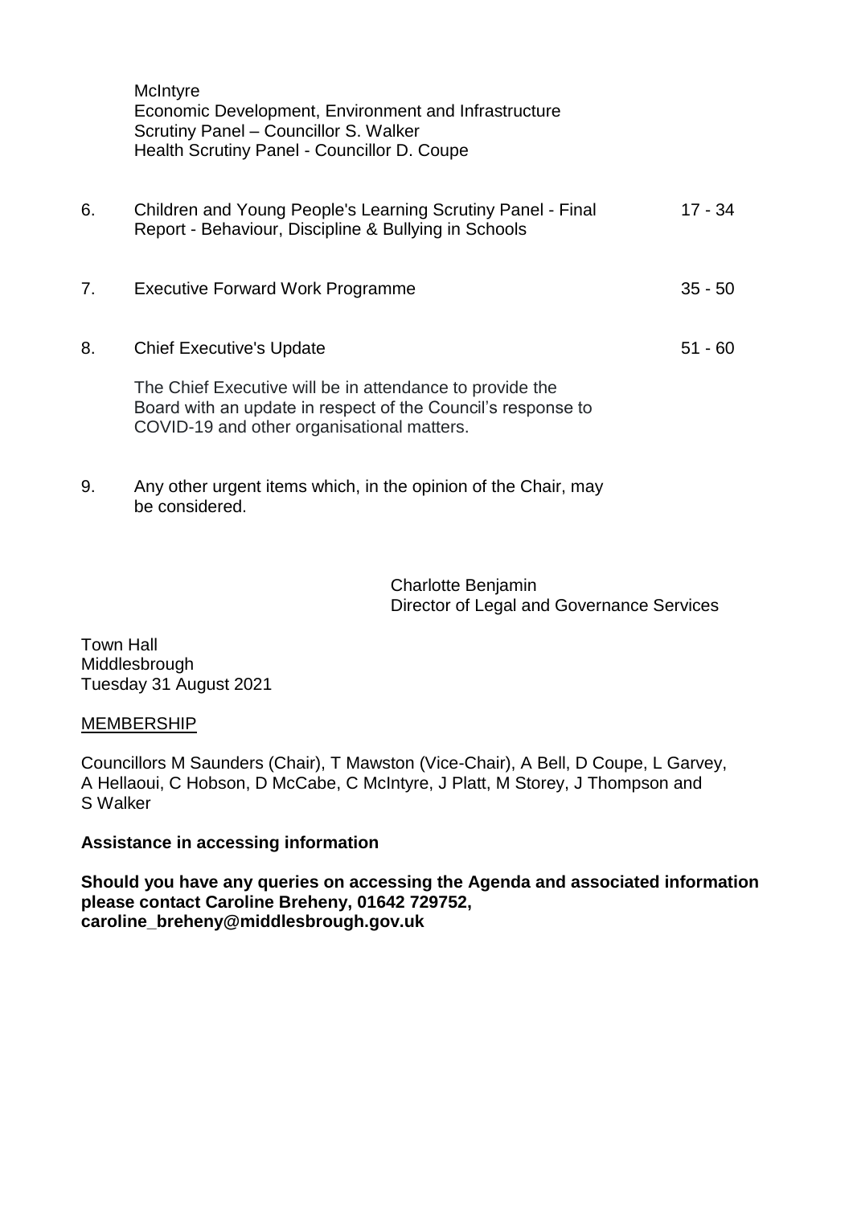McIntyre
Economic Development, Environment and Infrastructure Scrutiny Panel – Councillor S. Walker
Health Scrutiny Panel - Councillor D. Coupe

6. Children and Young People's Learning Scrutiny Panel - Final Report - Behaviour, Discipline & Bullying in Schools — 17 - 34

7. Executive Forward Work Programme — 35 - 50

8. Chief Executive's Update — 51 - 60

   The Chief Executive will be in attendance to provide the Board with an update in respect of the Council's response to COVID-19 and other organisational matters.

9. Any other urgent items which, in the opinion of the Chair, may be considered.

Charlotte Benjamin
Director of Legal and Governance Services

Town Hall
Middlesbrough
Tuesday 31 August 2021

MEMBERSHIP

Councillors M Saunders (Chair), T Mawston (Vice-Chair), A Bell, D Coupe, L Garvey, A Hellaoui, C Hobson, D McCabe, C McIntyre, J Platt, M Storey, J Thompson and S Walker

**Assistance in accessing information**

**Should you have any queries on accessing the Agenda and associated information please contact Caroline Breheny, 01642 729752, caroline_breheny@middlesbrough.gov.uk**